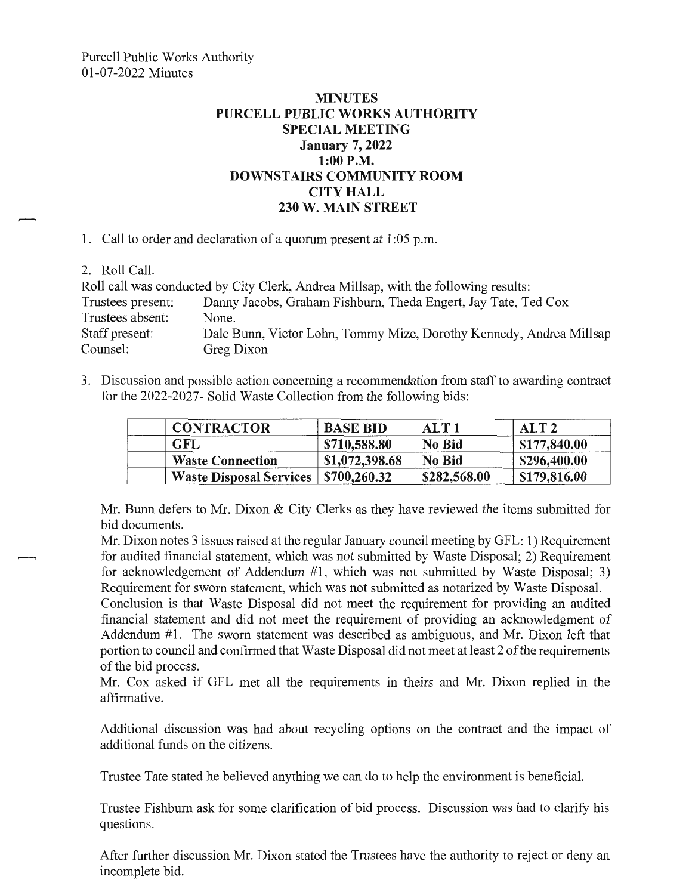# MINUTES
## PURCELL PUBLIC WORKS AUTHORITY
## SPECIAL MEETING
**January 7, 2022**
**1:00 P.M.**
**DOWNSTAIRS COMMUNITY ROOM**
**CITY HALL**
**230 W. MAIN STREET**

1. Call to order and declaration of a quorum present at 1:05 p.m.

2. Roll Call.

Roll call was conducted by City Clerk, Andrea Millsap, with the following results:

Trustees present: Danny Jacobs, Graham Fishburn, Theda Engert, Jay Tate, Ted Cox
Trustees absent: None.
Staff present: Dale Bunn, Victor Lohn, Tommy Mize, Dorothy Kennedy, Andrea Millsap
Counsel: Greg Dixon

3. Discussion and possible action concerning a recommendation from staff to awarding contract for the 2022-2027- Solid Waste Collection from the following bids:

| | CONTRACTOR | BASE BID | ALT 1 | ALT 2 |
|---|---|---|---|---|
| | GFL | $710,588.80 | No Bid | $177,840.00 |
| | Waste Connection | $1,072,398.68 | No Bid | $296,400.00 |
| | Waste Disposal Services | $700,260.32 | $282,568.00 | $179,816.00 |

Mr. Bunn defers to Mr. Dixon & City Clerks as they have reviewed the items submitted for bid documents.

Mr. Dixon notes 3 issues raised at the regular January council meeting by GFL: 1) Requirement for audited financial statement, which was not submitted by Waste Disposal; 2) Requirement for acknowledgement of Addendum #1, which was not submitted by Waste Disposal; 3) Requirement for sworn statement, which was not submitted as notarized by Waste Disposal.

Conclusion is that Waste Disposal did not meet the requirement for providing an audited financial statement and did not meet the requirement of providing an acknowledgment of Addendum #1. The sworn statement was described as ambiguous, and Mr. Dixon left that portion to council and confirmed that Waste Disposal did not meet at least 2 of the requirements of the bid process.

Mr. Cox asked if GFL met all the requirements in theirs and Mr. Dixon replied in the affirmative.

Additional discussion was had about recycling options on the contract and the impact of additional funds on the citizens.

Trustee Tate stated he believed anything we can do to help the environment is beneficial.

Trustee Fishburn ask for some clarification of bid process. Discussion was had to clarify his questions.

After further discussion Mr. Dixon stated the Trustees have the authority to reject or deny an incomplete bid.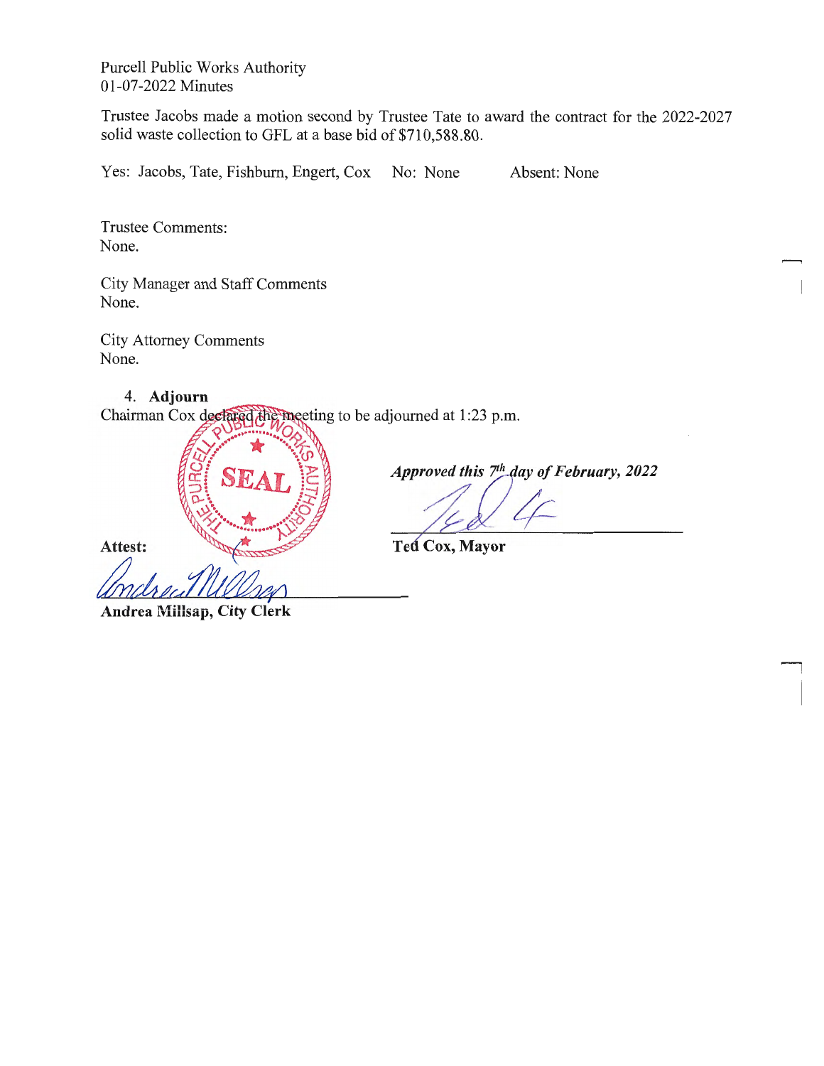Purcell Public Works Authority
01-07-2022 Minutes

Trustee Jacobs made a motion second by Trustee Tate to award the contract for the 2022-2027 solid waste collection to GFL at a base bid of $710,588.80.

Yes: Jacobs, Tate, Fishburn, Engert, Cox No: None Absent: None

Trustee Comments:
None.

City Manager and Staff Comments
None.

City Attorney Comments
None.

4. **Adjourn**

Chairman Cox declared the meeting to be adjourned at 1:23 p.m.

*Approved this 7th day of February, 2022*

**Ted Cox, Mayor**

**Attest:**

**Andrea Millsap, City Clerk**